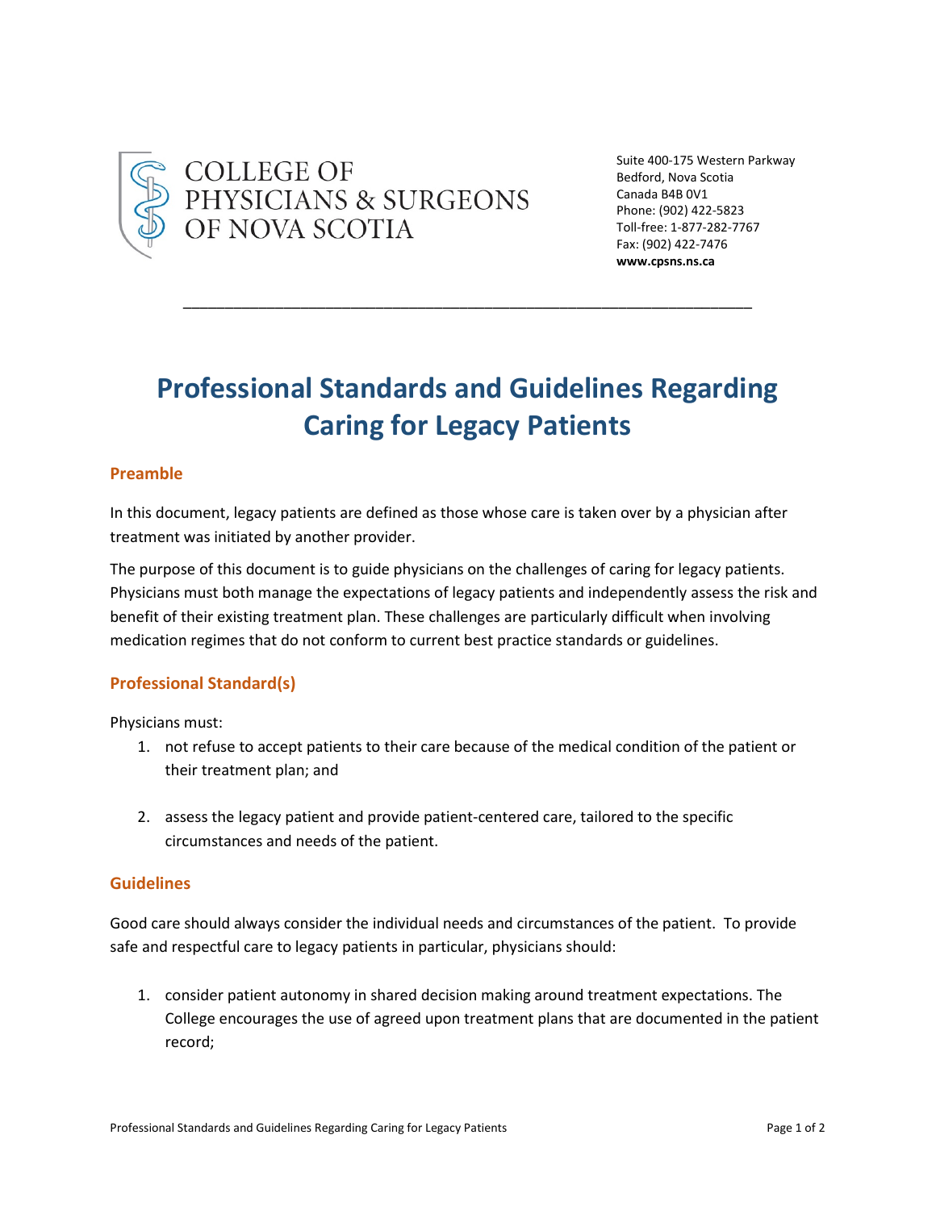COLLEGE OF PHYSICIANS & SURGEONS OF NOVA SCOTIA

Suite 400-175 Western Parkway
Bedford, Nova Scotia
Canada B4B 0V1
Phone: (902) 422-5823
Toll-free: 1-877-282-7767
Fax: (902) 422-7476
**www.cpsns.ns.ca**

# Professional Standards and Guidelines Regarding Caring for Legacy Patients

## Preamble

In this document, legacy patients are defined as those whose care is taken over by a physician after treatment was initiated by another provider.

The purpose of this document is to guide physicians on the challenges of caring for legacy patients. Physicians must both manage the expectations of legacy patients and independently assess the risk and benefit of their existing treatment plan. These challenges are particularly difficult when involving medication regimes that do not conform to current best practice standards or guidelines.

## Professional Standard(s)

Physicians must:

1. not refuse to accept patients to their care because of the medical condition of the patient or their treatment plan; and

2. assess the legacy patient and provide patient-centered care, tailored to the specific circumstances and needs of the patient.

## Guidelines

Good care should always consider the individual needs and circumstances of the patient. To provide safe and respectful care to legacy patients in particular, physicians should:

1. consider patient autonomy in shared decision making around treatment expectations. The College encourages the use of agreed upon treatment plans that are documented in the patient record;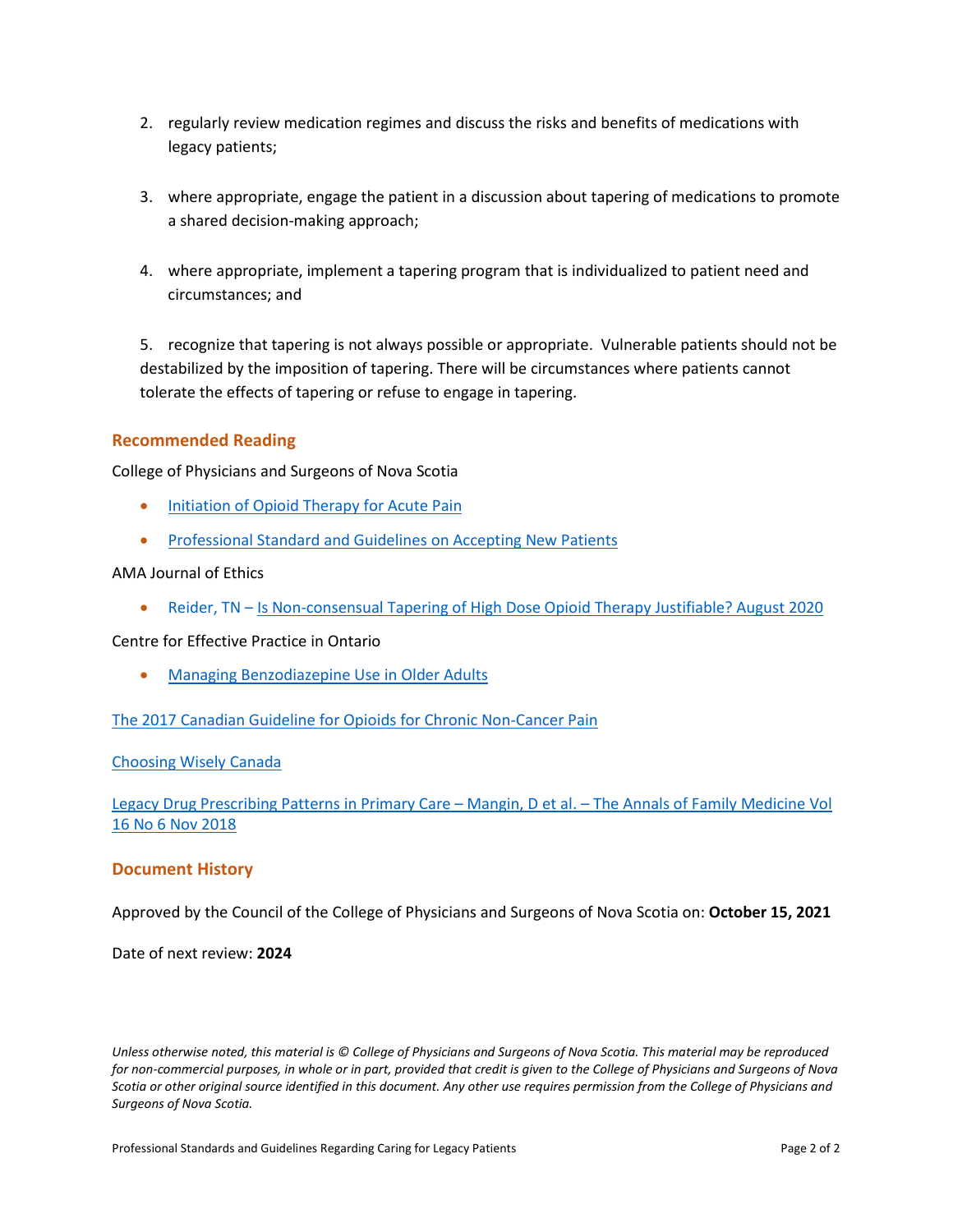2. regularly review medication regimes and discuss the risks and benefits of medications with legacy patients;

3. where appropriate, engage the patient in a discussion about tapering of medications to promote a shared decision-making approach;

4. where appropriate, implement a tapering program that is individualized to patient need and circumstances; and

5. recognize that tapering is not always possible or appropriate. Vulnerable patients should not be destabilized by the imposition of tapering. There will be circumstances where patients cannot tolerate the effects of tapering or refuse to engage in tapering.

## Recommended Reading

College of Physicians and Surgeons of Nova Scotia

- Initiation of Opioid Therapy for Acute Pain
- Professional Standard and Guidelines on Accepting New Patients

AMA Journal of Ethics

- Reider, TN – Is Non-consensual Tapering of High Dose Opioid Therapy Justifiable? August 2020

Centre for Effective Practice in Ontario

- Managing Benzodiazepine Use in Older Adults

The 2017 Canadian Guideline for Opioids for Chronic Non-Cancer Pain

Choosing Wisely Canada

Legacy Drug Prescribing Patterns in Primary Care – Mangin, D et al. – The Annals of Family Medicine Vol 16 No 6 Nov 2018

## Document History

Approved by the Council of the College of Physicians and Surgeons of Nova Scotia on: **October 15, 2021**

Date of next review: **2024**

*Unless otherwise noted, this material is © College of Physicians and Surgeons of Nova Scotia. This material may be reproduced for non-commercial purposes, in whole or in part, provided that credit is given to the College of Physicians and Surgeons of Nova Scotia or other original source identified in this document. Any other use requires permission from the College of Physicians and Surgeons of Nova Scotia.*